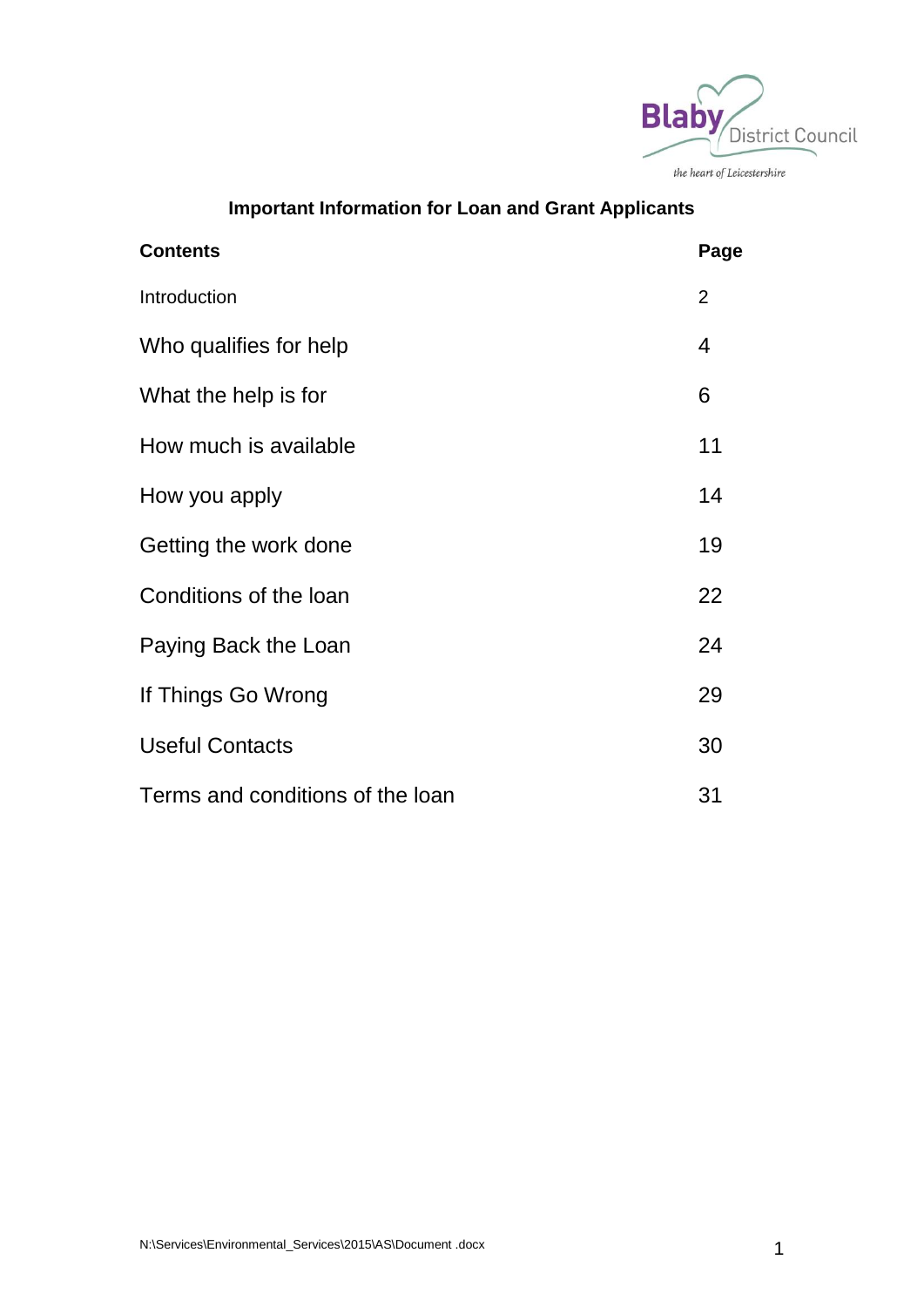Blaby District Council

the heart of Leicestershire

# Important Information for Loan and Grant Applicants

| Contents | Page |
| --- | --- |
| Introduction | 2 |
| Who qualifies for help | 4 |
| What the help is for | 6 |
| How much is available | 11 |
| How you apply | 14 |
| Getting the work done | 19 |
| Conditions of the loan | 22 |
| Paying Back the Loan | 24 |
| If Things Go Wrong | 29 |
| Useful Contacts | 30 |
| Terms and conditions of the loan | 31 |

N:\Services\Environmental_Services\2015\AS\Document .docx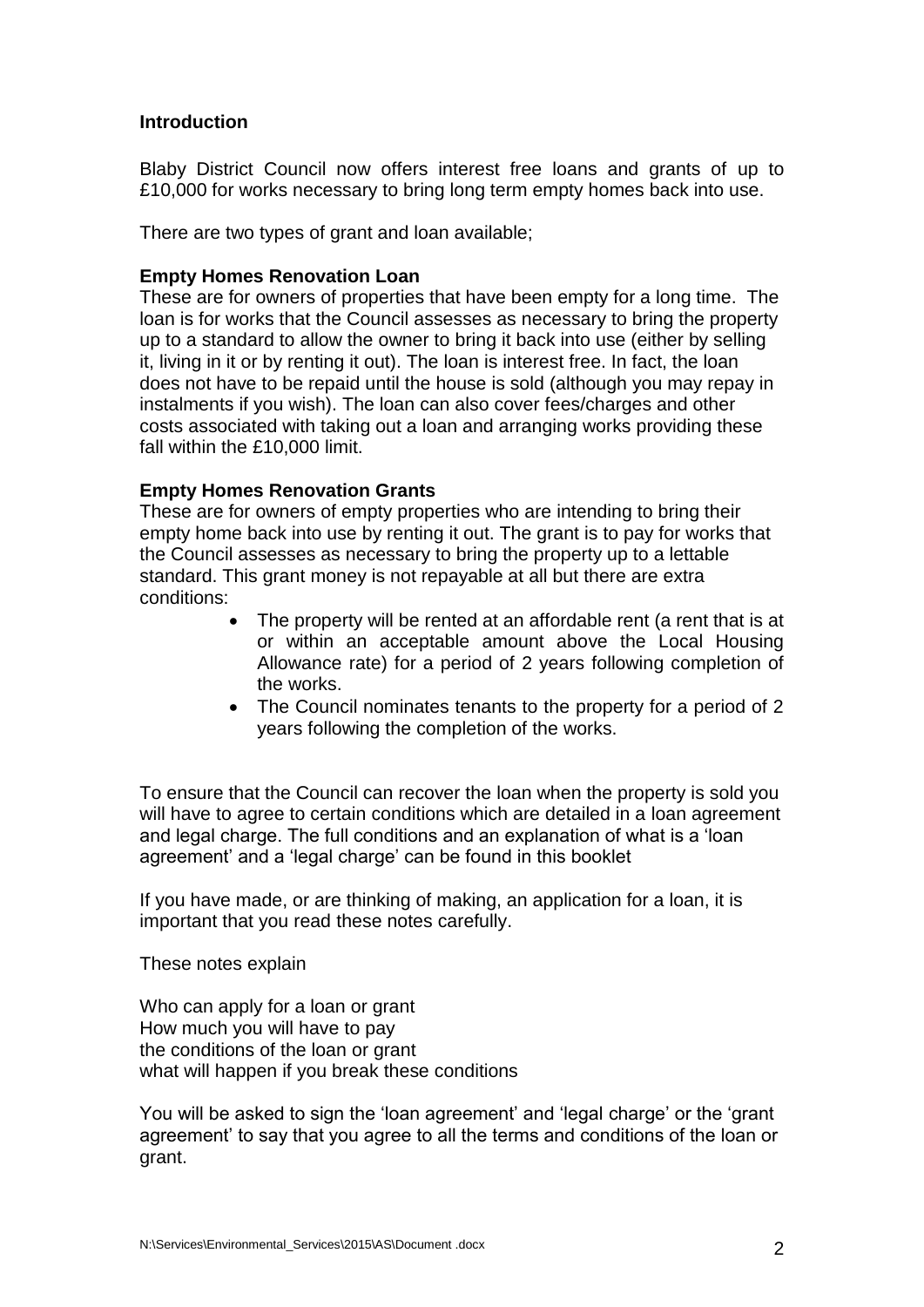**Introduction**

Blaby District Council now offers interest free loans and grants of up to £10,000 for works necessary to bring long term empty homes back into use.

There are two types of grant and loan available;

**Empty Homes Renovation Loan**
These are for owners of properties that have been empty for a long time. The loan is for works that the Council assesses as necessary to bring the property up to a standard to allow the owner to bring it back into use (either by selling it, living in it or by renting it out). The loan is interest free. In fact, the loan does not have to be repaid until the house is sold (although you may repay in instalments if you wish). The loan can also cover fees/charges and other costs associated with taking out a loan and arranging works providing these fall within the £10,000 limit.

**Empty Homes Renovation Grants**
These are for owners of empty properties who are intending to bring their empty home back into use by renting it out. The grant is to pay for works that the Council assesses as necessary to bring the property up to a lettable standard. This grant money is not repayable at all but there are extra conditions:

- The property will be rented at an affordable rent (a rent that is at or within an acceptable amount above the Local Housing Allowance rate) for a period of 2 years following completion of the works.
- The Council nominates tenants to the property for a period of 2 years following the completion of the works.

To ensure that the Council can recover the loan when the property is sold you will have to agree to certain conditions which are detailed in a loan agreement and legal charge. The full conditions and an explanation of what is a 'loan agreement' and a 'legal charge' can be found in this booklet

If you have made, or are thinking of making, an application for a loan, it is important that you read these notes carefully.

These notes explain

Who can apply for a loan or grant
How much you will have to pay
the conditions of the loan or grant
what will happen if you break these conditions

You will be asked to sign the 'loan agreement' and 'legal charge' or the 'grant agreement' to say that you agree to all the terms and conditions of the loan or grant.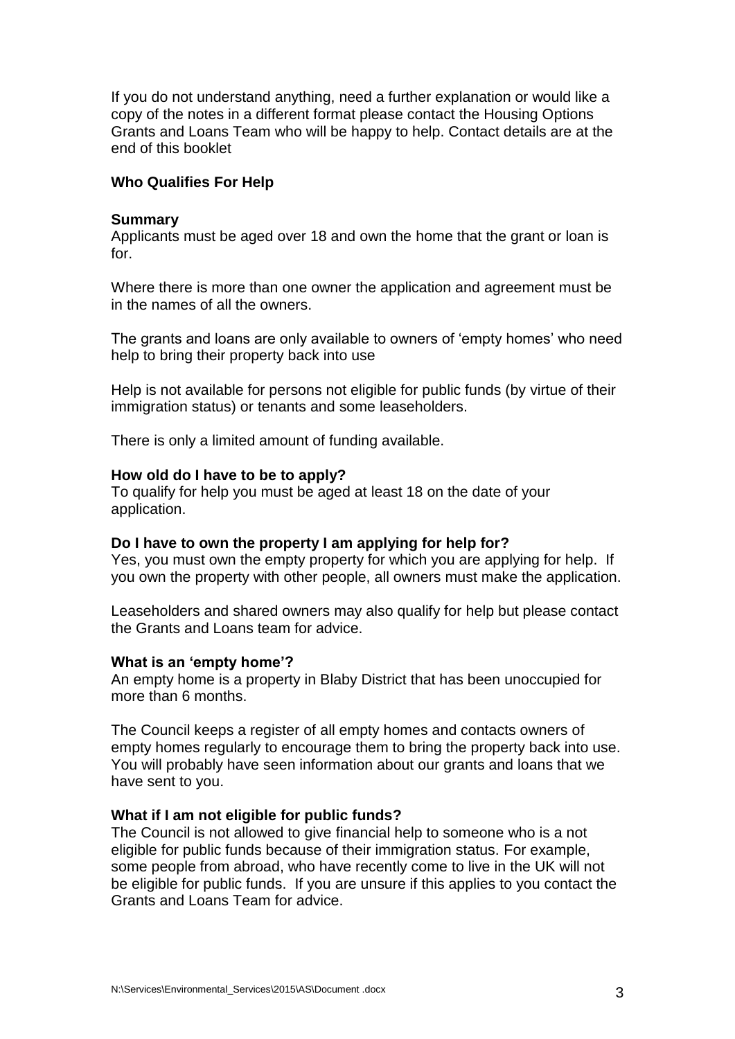If you do not understand anything, need a further explanation or would like a copy of the notes in a different format please contact the Housing Options Grants and Loans Team who will be happy to help. Contact details are at the end of this booklet

## Who Qualifies For Help

### Summary

Applicants must be aged over 18 and own the home that the grant or loan is for.

Where there is more than one owner the application and agreement must be in the names of all the owners.

The grants and loans are only available to owners of 'empty homes' who need help to bring their property back into use

Help is not available for persons not eligible for public funds (by virtue of their immigration status) or tenants and some leaseholders.

There is only a limited amount of funding available.

### How old do I have to be to apply?

To qualify for help you must be aged at least 18 on the date of your application.

### Do I have to own the property I am applying for help for?

Yes, you must own the empty property for which you are applying for help. If you own the property with other people, all owners must make the application.

Leaseholders and shared owners may also qualify for help but please contact the Grants and Loans team for advice.

### What is an 'empty home'?

An empty home is a property in Blaby District that has been unoccupied for more than 6 months.

The Council keeps a register of all empty homes and contacts owners of empty homes regularly to encourage them to bring the property back into use. You will probably have seen information about our grants and loans that we have sent to you.

### What if I am not eligible for public funds?

The Council is not allowed to give financial help to someone who is a not eligible for public funds because of their immigration status. For example, some people from abroad, who have recently come to live in the UK will not be eligible for public funds. If you are unsure if this applies to you contact the Grants and Loans Team for advice.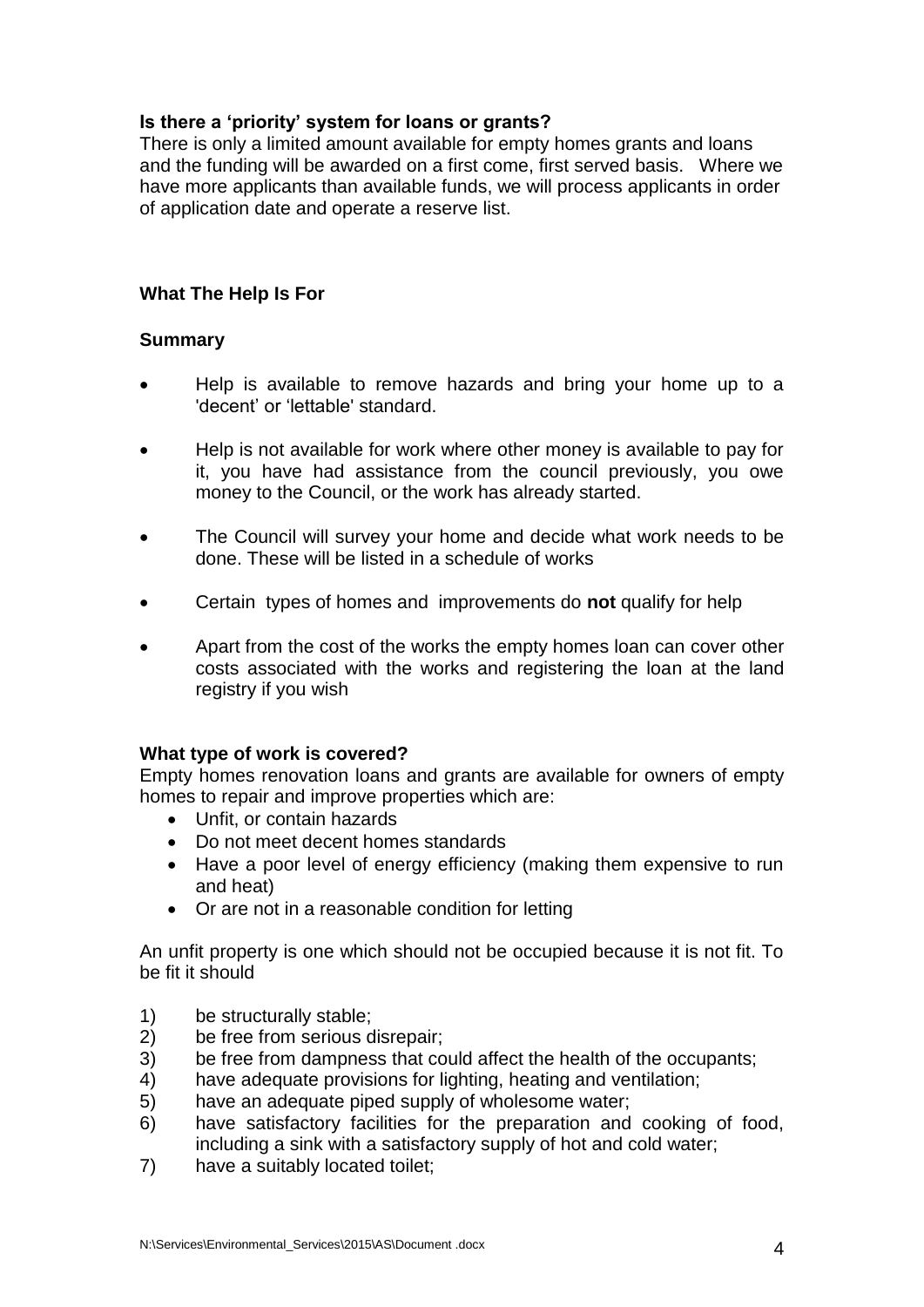**Is there a 'priority' system for loans or grants?**
There is only a limited amount available for empty homes grants and loans and the funding will be awarded on a first come, first served basis. Where we have more applicants than available funds, we will process applicants in order of application date and operate a reserve list.

**What The Help Is For**

**Summary**

- Help is available to remove hazards and bring your home up to a 'decent' or 'lettable' standard.
- Help is not available for work where other money is available to pay for it, you have had assistance from the council previously, you owe money to the Council, or the work has already started.
- The Council will survey your home and decide what work needs to be done. These will be listed in a schedule of works
- Certain types of homes and improvements do **not** qualify for help
- Apart from the cost of the works the empty homes loan can cover other costs associated with the works and registering the loan at the land registry if you wish

**What type of work is covered?**
Empty homes renovation loans and grants are available for owners of empty homes to repair and improve properties which are:

- Unfit, or contain hazards
- Do not meet decent homes standards
- Have a poor level of energy efficiency (making them expensive to run and heat)
- Or are not in a reasonable condition for letting

An unfit property is one which should not be occupied because it is not fit. To be fit it should

1) be structurally stable;
2) be free from serious disrepair;
3) be free from dampness that could affect the health of the occupants;
4) have adequate provisions for lighting, heating and ventilation;
5) have an adequate piped supply of wholesome water;
6) have satisfactory facilities for the preparation and cooking of food, including a sink with a satisfactory supply of hot and cold water;
7) have a suitably located toilet;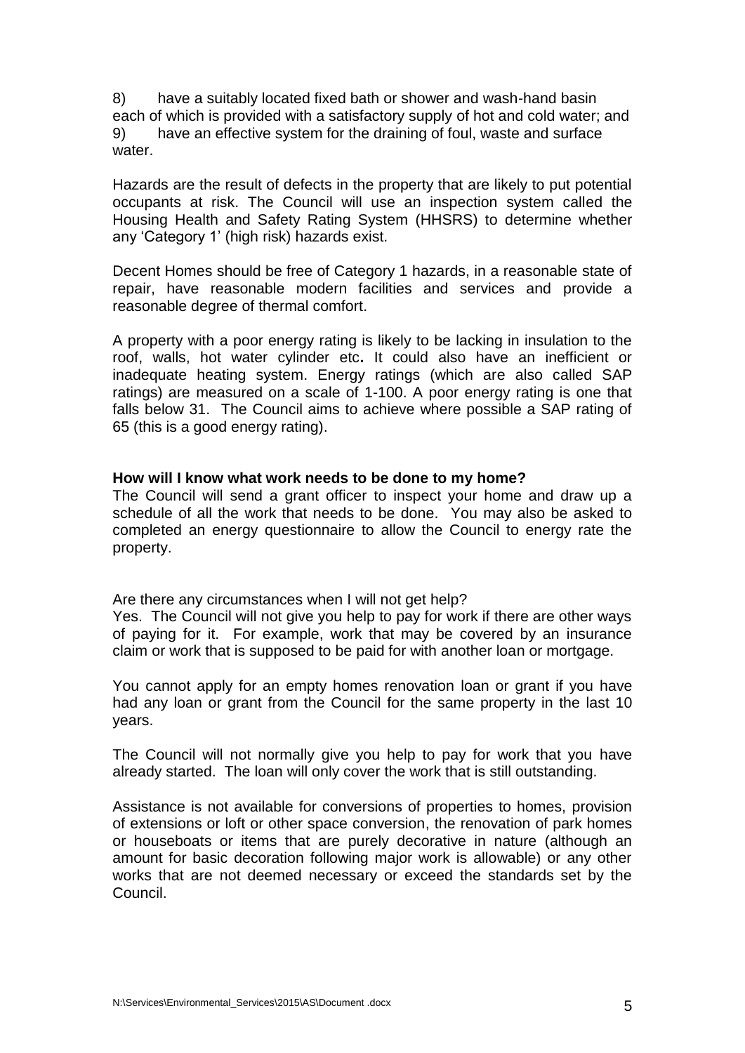8) have a suitably located fixed bath or shower and wash-hand basin each of which is provided with a satisfactory supply of hot and cold water; and
9) have an effective system for the draining of foul, waste and surface water.

Hazards are the result of defects in the property that are likely to put potential occupants at risk. The Council will use an inspection system called the Housing Health and Safety Rating System (HHSRS) to determine whether any 'Category 1' (high risk) hazards exist.

Decent Homes should be free of Category 1 hazards, in a reasonable state of repair, have reasonable modern facilities and services and provide a reasonable degree of thermal comfort.

A property with a poor energy rating is likely to be lacking in insulation to the roof, walls, hot water cylinder etc**.** It could also have an inefficient or inadequate heating system. Energy ratings (which are also called SAP ratings) are measured on a scale of 1-100. A poor energy rating is one that falls below 31. The Council aims to achieve where possible a SAP rating of 65 (this is a good energy rating).

**How will I know what work needs to be done to my home?**
The Council will send a grant officer to inspect your home and draw up a schedule of all the work that needs to be done. You may also be asked to completed an energy questionnaire to allow the Council to energy rate the property.

Are there any circumstances when I will not get help?
Yes. The Council will not give you help to pay for work if there are other ways of paying for it. For example, work that may be covered by an insurance claim or work that is supposed to be paid for with another loan or mortgage.

You cannot apply for an empty homes renovation loan or grant if you have had any loan or grant from the Council for the same property in the last 10 years.

The Council will not normally give you help to pay for work that you have already started. The loan will only cover the work that is still outstanding.

Assistance is not available for conversions of properties to homes, provision of extensions or loft or other space conversion, the renovation of park homes or houseboats or items that are purely decorative in nature (although an amount for basic decoration following major work is allowable) or any other works that are not deemed necessary or exceed the standards set by the Council.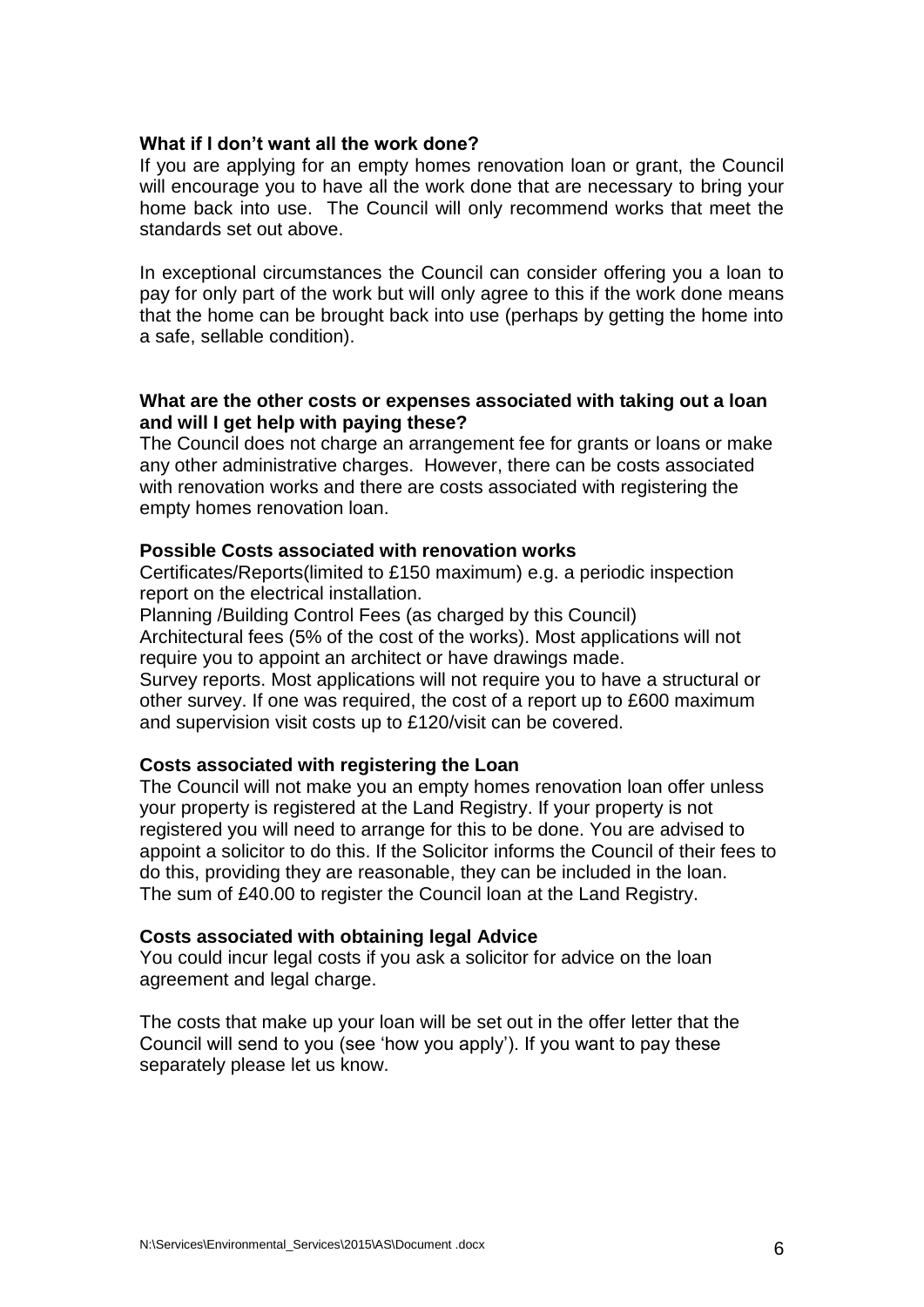**What if I don't want all the work done?**

If you are applying for an empty homes renovation loan or grant, the Council will encourage you to have all the work done that are necessary to bring your home back into use. The Council will only recommend works that meet the standards set out above.

In exceptional circumstances the Council can consider offering you a loan to pay for only part of the work but will only agree to this if the work done means that the home can be brought back into use (perhaps by getting the home into a safe, sellable condition).

**What are the other costs or expenses associated with taking out a loan and will I get help with paying these?**

The Council does not charge an arrangement fee for grants or loans or make any other administrative charges. However, there can be costs associated with renovation works and there are costs associated with registering the empty homes renovation loan.

**Possible Costs associated with renovation works**

Certificates/Reports(limited to £150 maximum) e.g. a periodic inspection report on the electrical installation.
Planning /Building Control Fees (as charged by this Council)
Architectural fees (5% of the cost of the works). Most applications will not require you to appoint an architect or have drawings made.
Survey reports. Most applications will not require you to have a structural or other survey. If one was required, the cost of a report up to £600 maximum and supervision visit costs up to £120/visit can be covered.

**Costs associated with registering the Loan**

The Council will not make you an empty homes renovation loan offer unless your property is registered at the Land Registry. If your property is not registered you will need to arrange for this to be done. You are advised to appoint a solicitor to do this. If the Solicitor informs the Council of their fees to do this, providing they are reasonable, they can be included in the loan.
The sum of £40.00 to register the Council loan at the Land Registry.

**Costs associated with obtaining legal Advice**

You could incur legal costs if you ask a solicitor for advice on the loan agreement and legal charge.

The costs that make up your loan will be set out in the offer letter that the Council will send to you (see 'how you apply'). If you want to pay these separately please let us know.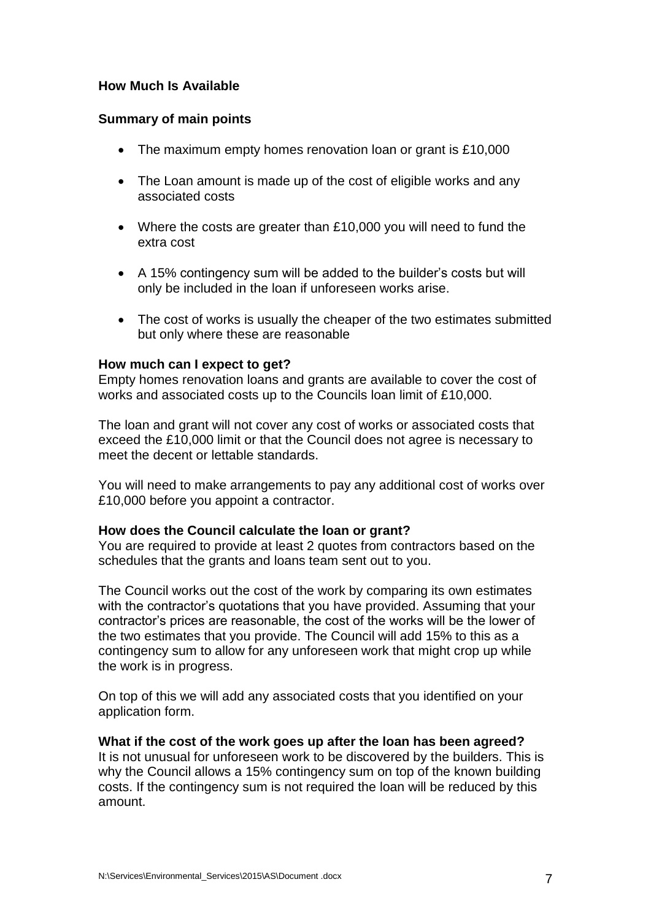**How Much Is Available**

**Summary of main points**

- The maximum empty homes renovation loan or grant is £10,000
- The Loan amount is made up of the cost of eligible works and any associated costs
- Where the costs are greater than £10,000 you will need to fund the extra cost
- A 15% contingency sum will be added to the builder's costs but will only be included in the loan if unforeseen works arise.
- The cost of works is usually the cheaper of the two estimates submitted but only where these are reasonable

**How much can I expect to get?**
Empty homes renovation loans and grants are available to cover the cost of works and associated costs up to the Councils loan limit of £10,000.

The loan and grant will not cover any cost of works or associated costs that exceed the £10,000 limit or that the Council does not agree is necessary to meet the decent or lettable standards.

You will need to make arrangements to pay any additional cost of works over £10,000 before you appoint a contractor.

**How does the Council calculate the loan or grant?**
You are required to provide at least 2 quotes from contractors based on the schedules that the grants and loans team sent out to you.

The Council works out the cost of the work by comparing its own estimates with the contractor's quotations that you have provided. Assuming that your contractor's prices are reasonable, the cost of the works will be the lower of the two estimates that you provide. The Council will add 15% to this as a contingency sum to allow for any unforeseen work that might crop up while the work is in progress.

On top of this we will add any associated costs that you identified on your application form.

**What if the cost of the work goes up after the loan has been agreed?**
It is not unusual for unforeseen work to be discovered by the builders. This is why the Council allows a 15% contingency sum on top of the known building costs. If the contingency sum is not required the loan will be reduced by this amount.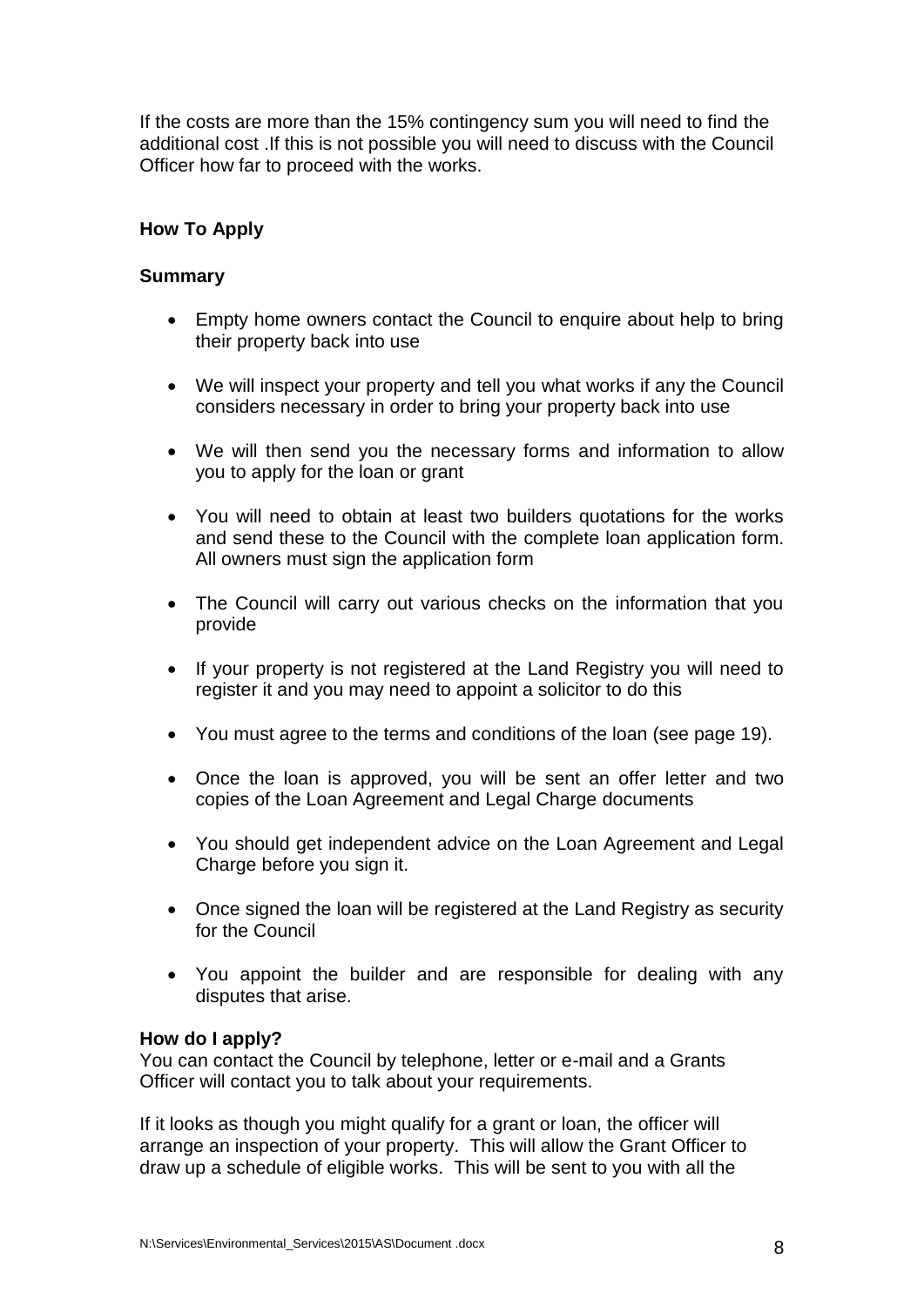If the costs are more than the 15% contingency sum you will need to find the additional cost .If this is not possible you will need to discuss with the Council Officer how far to proceed with the works.

## How To Apply

### Summary

- Empty home owners contact the Council to enquire about help to bring their property back into use
- We will inspect your property and tell you what works if any the Council considers necessary in order to bring your property back into use
- We will then send you the necessary forms and information to allow you to apply for the loan or grant
- You will need to obtain at least two builders quotations for the works and send these to the Council with the complete loan application form. All owners must sign the application form
- The Council will carry out various checks on the information that you provide
- If your property is not registered at the Land Registry you will need to register it and you may need to appoint a solicitor to do this
- You must agree to the terms and conditions of the loan (see page 19).
- Once the loan is approved, you will be sent an offer letter and two copies of the Loan Agreement and Legal Charge documents
- You should get independent advice on the Loan Agreement and Legal Charge before you sign it.
- Once signed the loan will be registered at the Land Registry as security for the Council
- You appoint the builder and are responsible for dealing with any disputes that arise.

**How do I apply?**

You can contact the Council by telephone, letter or e-mail and a Grants Officer will contact you to talk about your requirements.

If it looks as though you might qualify for a grant or loan, the officer will arrange an inspection of your property. This will allow the Grant Officer to draw up a schedule of eligible works. This will be sent to you with all the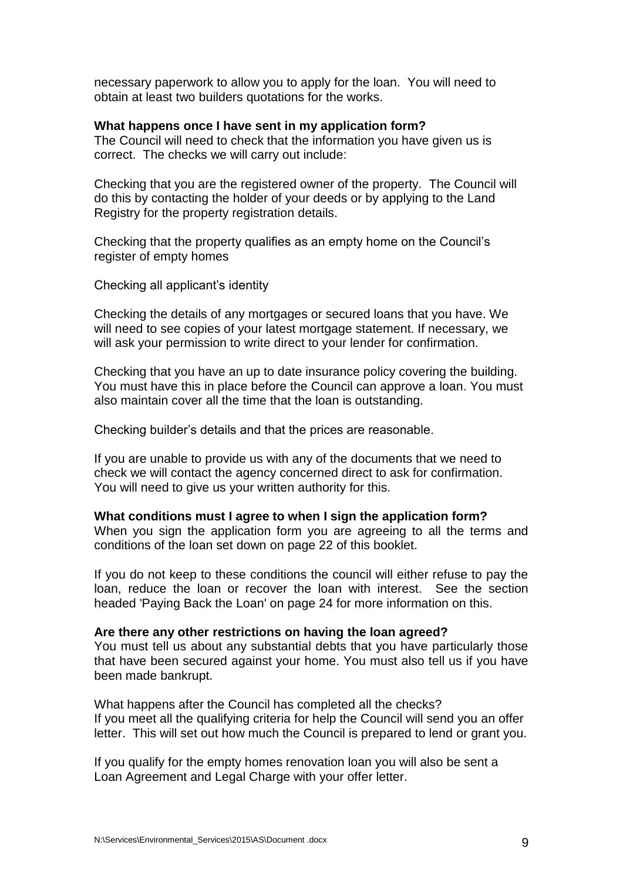necessary paperwork to allow you to apply for the loan. You will need to obtain at least two builders quotations for the works.

**What happens once I have sent in my application form?**

The Council will need to check that the information you have given us is correct. The checks we will carry out include:

Checking that you are the registered owner of the property. The Council will do this by contacting the holder of your deeds or by applying to the Land Registry for the property registration details.

Checking that the property qualifies as an empty home on the Council's register of empty homes

Checking all applicant's identity

Checking the details of any mortgages or secured loans that you have. We will need to see copies of your latest mortgage statement. If necessary, we will ask your permission to write direct to your lender for confirmation.

Checking that you have an up to date insurance policy covering the building. You must have this in place before the Council can approve a loan. You must also maintain cover all the time that the loan is outstanding.

Checking builder's details and that the prices are reasonable.

If you are unable to provide us with any of the documents that we need to check we will contact the agency concerned direct to ask for confirmation. You will need to give us your written authority for this.

**What conditions must I agree to when I sign the application form?**

When you sign the application form you are agreeing to all the terms and conditions of the loan set down on page 22 of this booklet.

If you do not keep to these conditions the council will either refuse to pay the loan, reduce the loan or recover the loan with interest. See the section headed 'Paying Back the Loan' on page 24 for more information on this.

**Are there any other restrictions on having the loan agreed?**

You must tell us about any substantial debts that you have particularly those that have been secured against your home. You must also tell us if you have been made bankrupt.

What happens after the Council has completed all the checks?
If you meet all the qualifying criteria for help the Council will send you an offer letter. This will set out how much the Council is prepared to lend or grant you.

If you qualify for the empty homes renovation loan you will also be sent a Loan Agreement and Legal Charge with your offer letter.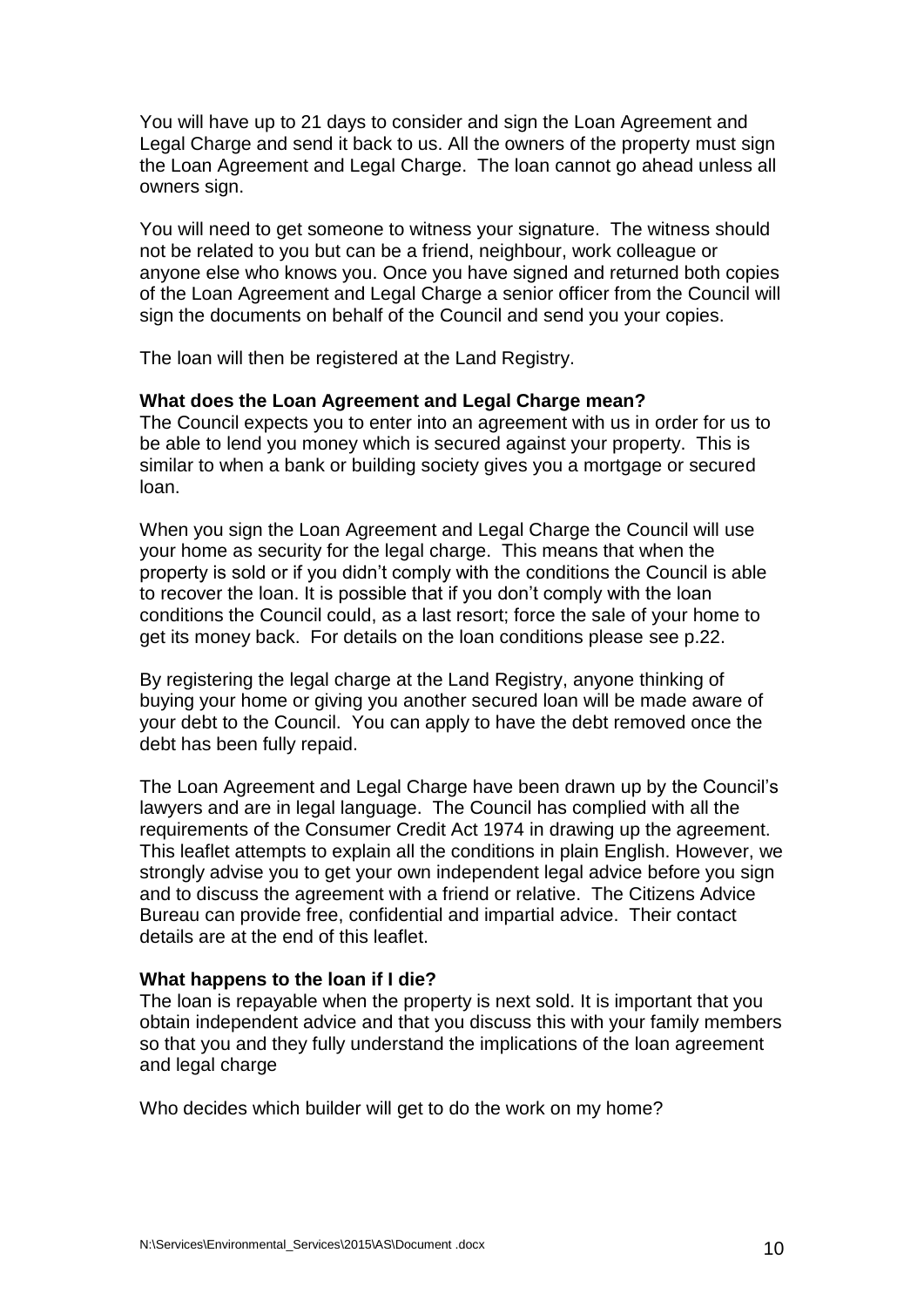You will have up to 21 days to consider and sign the Loan Agreement and Legal Charge and send it back to us. All the owners of the property must sign the Loan Agreement and Legal Charge. The loan cannot go ahead unless all owners sign.

You will need to get someone to witness your signature. The witness should not be related to you but can be a friend, neighbour, work colleague or anyone else who knows you. Once you have signed and returned both copies of the Loan Agreement and Legal Charge a senior officer from the Council will sign the documents on behalf of the Council and send you your copies.

The loan will then be registered at the Land Registry.

**What does the Loan Agreement and Legal Charge mean?**
The Council expects you to enter into an agreement with us in order for us to be able to lend you money which is secured against your property. This is similar to when a bank or building society gives you a mortgage or secured loan.

When you sign the Loan Agreement and Legal Charge the Council will use your home as security for the legal charge. This means that when the property is sold or if you didn't comply with the conditions the Council is able to recover the loan. It is possible that if you don't comply with the loan conditions the Council could, as a last resort; force the sale of your home to get its money back. For details on the loan conditions please see p.22.

By registering the legal charge at the Land Registry, anyone thinking of buying your home or giving you another secured loan will be made aware of your debt to the Council. You can apply to have the debt removed once the debt has been fully repaid.

The Loan Agreement and Legal Charge have been drawn up by the Council's lawyers and are in legal language. The Council has complied with all the requirements of the Consumer Credit Act 1974 in drawing up the agreement. This leaflet attempts to explain all the conditions in plain English. However, we strongly advise you to get your own independent legal advice before you sign and to discuss the agreement with a friend or relative. The Citizens Advice Bureau can provide free, confidential and impartial advice. Their contact details are at the end of this leaflet.

**What happens to the loan if I die?**
The loan is repayable when the property is next sold. It is important that you obtain independent advice and that you discuss this with your family members so that you and they fully understand the implications of the loan agreement and legal charge

Who decides which builder will get to do the work on my home?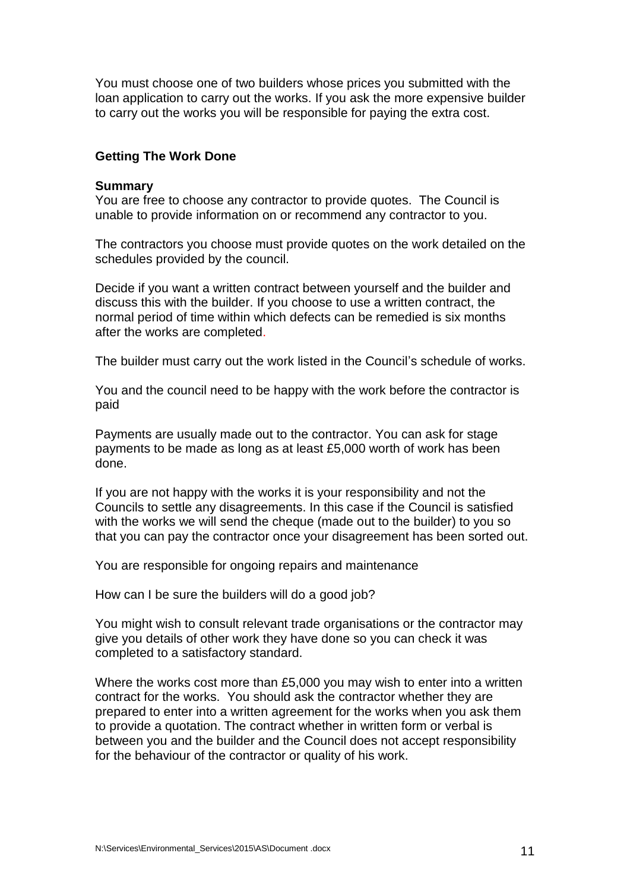You must choose one of two builders whose prices you submitted with the loan application to carry out the works. If you ask the more expensive builder to carry out the works you will be responsible for paying the extra cost.

## Getting The Work Done

### Summary

You are free to choose any contractor to provide quotes. The Council is unable to provide information on or recommend any contractor to you.

The contractors you choose must provide quotes on the work detailed on the schedules provided by the council.

Decide if you want a written contract between yourself and the builder and discuss this with the builder. If you choose to use a written contract, the normal period of time within which defects can be remedied is six months after the works are completed.

The builder must carry out the work listed in the Council's schedule of works.

You and the council need to be happy with the work before the contractor is paid

Payments are usually made out to the contractor. You can ask for stage payments to be made as long as at least £5,000 worth of work has been done.

If you are not happy with the works it is your responsibility and not the Councils to settle any disagreements. In this case if the Council is satisfied with the works we will send the cheque (made out to the builder) to you so that you can pay the contractor once your disagreement has been sorted out.

You are responsible for ongoing repairs and maintenance

How can I be sure the builders will do a good job?

You might wish to consult relevant trade organisations or the contractor may give you details of other work they have done so you can check it was completed to a satisfactory standard.

Where the works cost more than £5,000 you may wish to enter into a written contract for the works. You should ask the contractor whether they are prepared to enter into a written agreement for the works when you ask them to provide a quotation. The contract whether in written form or verbal is between you and the builder and the Council does not accept responsibility for the behaviour of the contractor or quality of his work.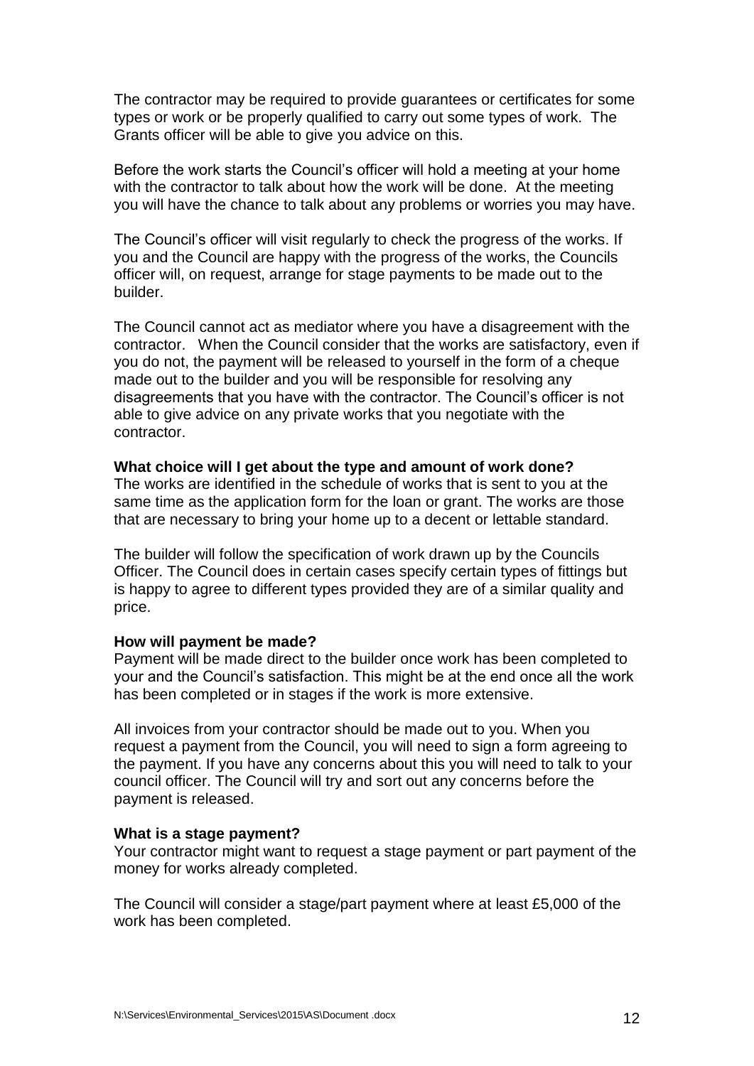The contractor may be required to provide guarantees or certificates for some types or work or be properly qualified to carry out some types of work. The Grants officer will be able to give you advice on this.

Before the work starts the Council's officer will hold a meeting at your home with the contractor to talk about how the work will be done. At the meeting you will have the chance to talk about any problems or worries you may have.

The Council's officer will visit regularly to check the progress of the works. If you and the Council are happy with the progress of the works, the Councils officer will, on request, arrange for stage payments to be made out to the builder.

The Council cannot act as mediator where you have a disagreement with the contractor. When the Council consider that the works are satisfactory, even if you do not, the payment will be released to yourself in the form of a cheque made out to the builder and you will be responsible for resolving any disagreements that you have with the contractor. The Council's officer is not able to give advice on any private works that you negotiate with the contractor.

**What choice will I get about the type and amount of work done?**
The works are identified in the schedule of works that is sent to you at the same time as the application form for the loan or grant. The works are those that are necessary to bring your home up to a decent or lettable standard.

The builder will follow the specification of work drawn up by the Councils Officer. The Council does in certain cases specify certain types of fittings but is happy to agree to different types provided they are of a similar quality and price.

**How will payment be made?**
Payment will be made direct to the builder once work has been completed to your and the Council's satisfaction. This might be at the end once all the work has been completed or in stages if the work is more extensive.

All invoices from your contractor should be made out to you. When you request a payment from the Council, you will need to sign a form agreeing to the payment. If you have any concerns about this you will need to talk to your council officer. The Council will try and sort out any concerns before the payment is released.

**What is a stage payment?**
Your contractor might want to request a stage payment or part payment of the money for works already completed.

The Council will consider a stage/part payment where at least £5,000 of the work has been completed.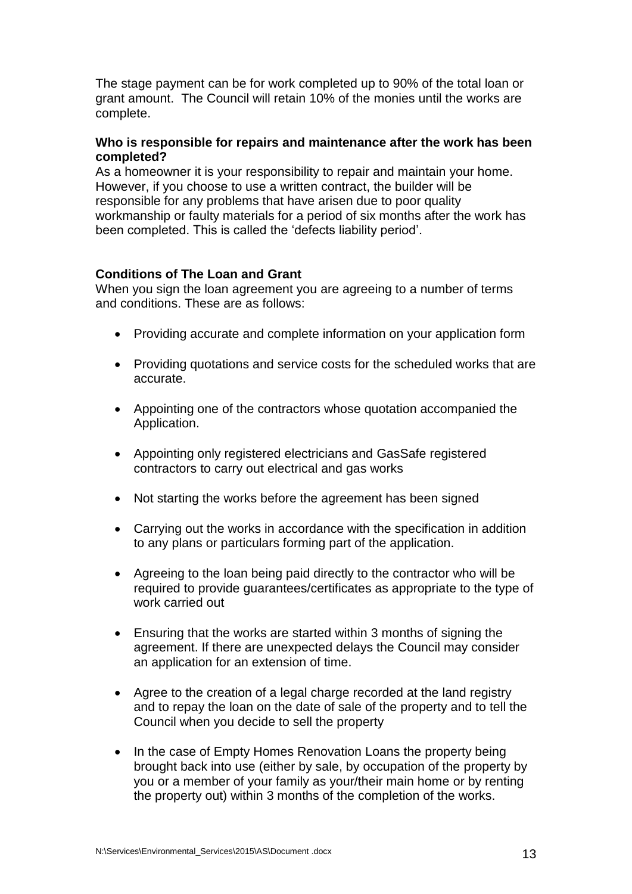The stage payment can be for work completed up to 90% of the total loan or grant amount. The Council will retain 10% of the monies until the works are complete.

**Who is responsible for repairs and maintenance after the work has been completed?**

As a homeowner it is your responsibility to repair and maintain your home. However, if you choose to use a written contract, the builder will be responsible for any problems that have arisen due to poor quality workmanship or faulty materials for a period of six months after the work has been completed. This is called the 'defects liability period'.

**Conditions of The Loan and Grant**

When you sign the loan agreement you are agreeing to a number of terms and conditions. These are as follows:

- Providing accurate and complete information on your application form
- Providing quotations and service costs for the scheduled works that are accurate.
- Appointing one of the contractors whose quotation accompanied the Application.
- Appointing only registered electricians and GasSafe registered contractors to carry out electrical and gas works
- Not starting the works before the agreement has been signed
- Carrying out the works in accordance with the specification in addition to any plans or particulars forming part of the application.
- Agreeing to the loan being paid directly to the contractor who will be required to provide guarantees/certificates as appropriate to the type of work carried out
- Ensuring that the works are started within 3 months of signing the agreement. If there are unexpected delays the Council may consider an application for an extension of time.
- Agree to the creation of a legal charge recorded at the land registry and to repay the loan on the date of sale of the property and to tell the Council when you decide to sell the property
- In the case of Empty Homes Renovation Loans the property being brought back into use (either by sale, by occupation of the property by you or a member of your family as your/their main home or by renting the property out) within 3 months of the completion of the works.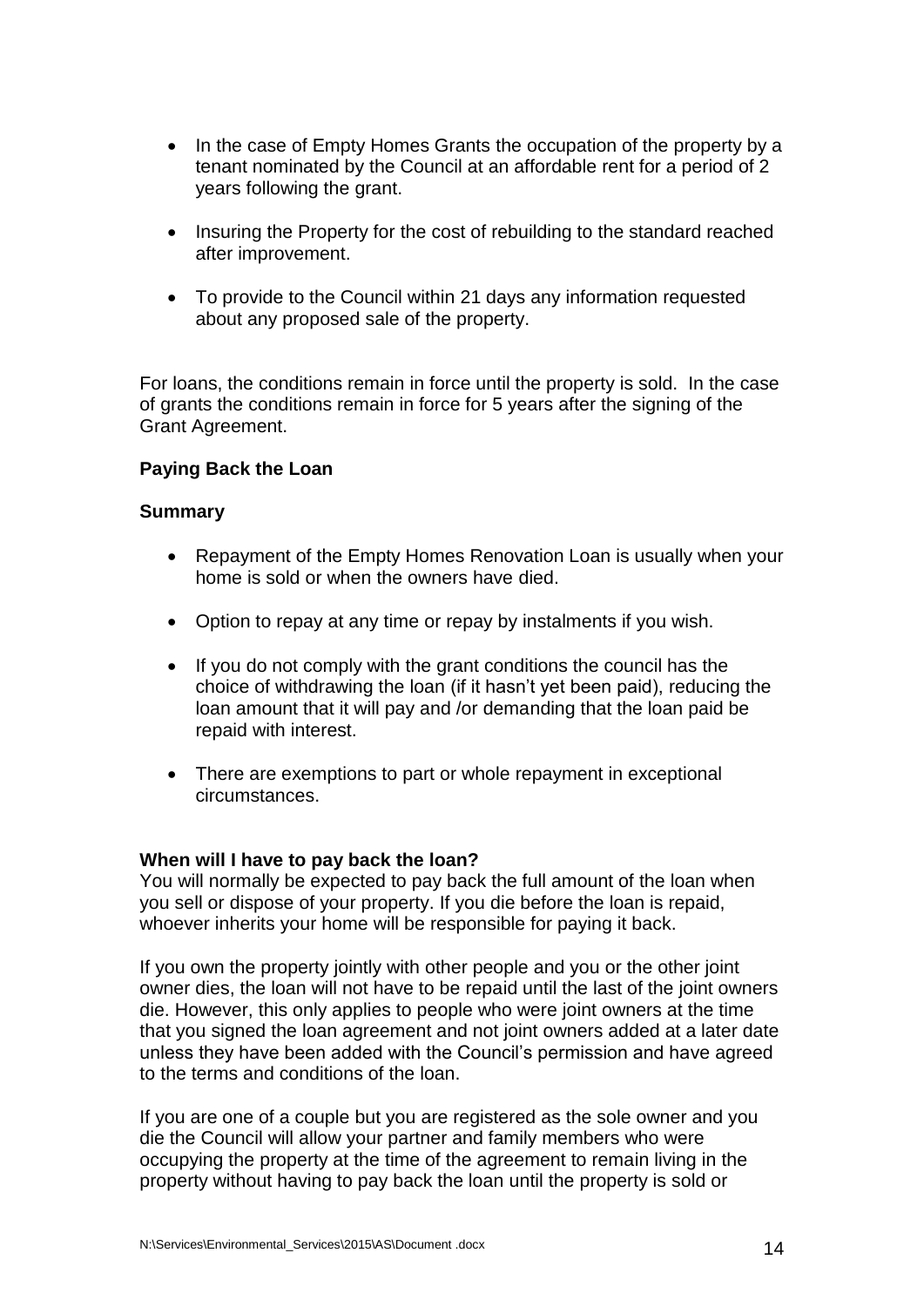- In the case of Empty Homes Grants the occupation of the property by a tenant nominated by the Council at an affordable rent for a period of 2 years following the grant.

- Insuring the Property for the cost of rebuilding to the standard reached after improvement.

- To provide to the Council within 21 days any information requested about any proposed sale of the property.

For loans, the conditions remain in force until the property is sold. In the case of grants the conditions remain in force for 5 years after the signing of the Grant Agreement.

**Paying Back the Loan**

**Summary**

- Repayment of the Empty Homes Renovation Loan is usually when your home is sold or when the owners have died.

- Option to repay at any time or repay by instalments if you wish.

- If you do not comply with the grant conditions the council has the choice of withdrawing the loan (if it hasn't yet been paid), reducing the loan amount that it will pay and /or demanding that the loan paid be repaid with interest.

- There are exemptions to part or whole repayment in exceptional circumstances.

**When will I have to pay back the loan?**

You will normally be expected to pay back the full amount of the loan when you sell or dispose of your property. If you die before the loan is repaid, whoever inherits your home will be responsible for paying it back.

If you own the property jointly with other people and you or the other joint owner dies, the loan will not have to be repaid until the last of the joint owners die. However, this only applies to people who were joint owners at the time that you signed the loan agreement and not joint owners added at a later date unless they have been added with the Council's permission and have agreed to the terms and conditions of the loan.

If you are one of a couple but you are registered as the sole owner and you die the Council will allow your partner and family members who were occupying the property at the time of the agreement to remain living in the property without having to pay back the loan until the property is sold or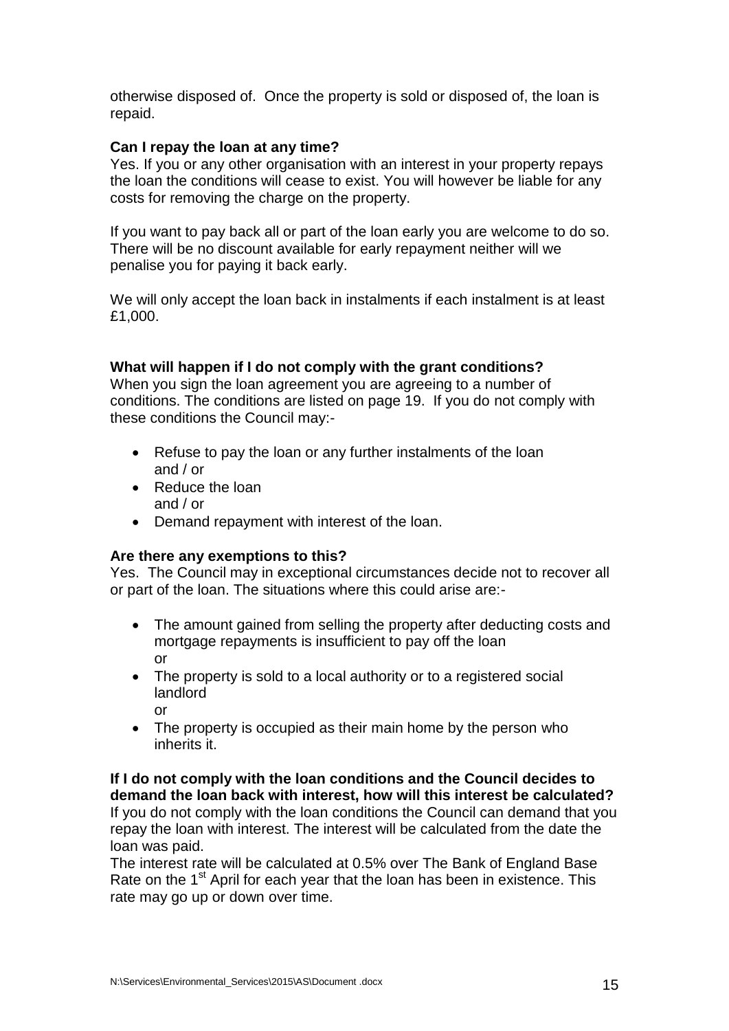otherwise disposed of. Once the property is sold or disposed of, the loan is repaid.

**Can I repay the loan at any time?**
Yes. If you or any other organisation with an interest in your property repays the loan the conditions will cease to exist. You will however be liable for any costs for removing the charge on the property.

If you want to pay back all or part of the loan early you are welcome to do so. There will be no discount available for early repayment neither will we penalise you for paying it back early.

We will only accept the loan back in instalments if each instalment is at least £1,000.

**What will happen if I do not comply with the grant conditions?**
When you sign the loan agreement you are agreeing to a number of conditions. The conditions are listed on page 19. If you do not comply with these conditions the Council may:-

- Refuse to pay the loan or any further instalments of the loan and / or
- Reduce the loan and / or
- Demand repayment with interest of the loan.

**Are there any exemptions to this?**
Yes. The Council may in exceptional circumstances decide not to recover all or part of the loan. The situations where this could arise are:-

- The amount gained from selling the property after deducting costs and mortgage repayments is insufficient to pay off the loan or
- The property is sold to a local authority or to a registered social landlord or
- The property is occupied as their main home by the person who inherits it.

**If I do not comply with the loan conditions and the Council decides to demand the loan back with interest, how will this interest be calculated?**
If you do not comply with the loan conditions the Council can demand that you repay the loan with interest. The interest will be calculated from the date the loan was paid.
The interest rate will be calculated at 0.5% over The Bank of England Base Rate on the 1st April for each year that the loan has been in existence. This rate may go up or down over time.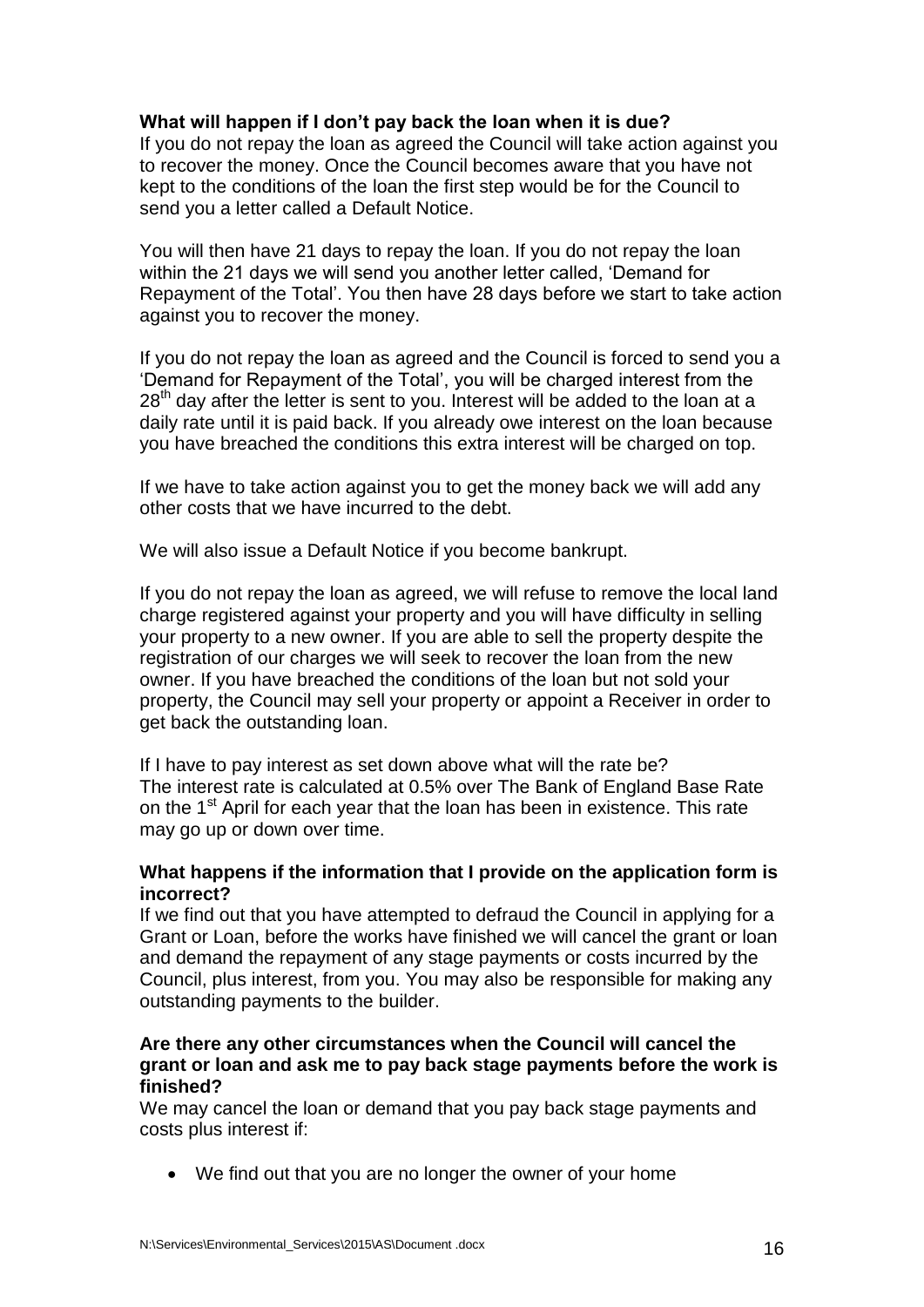**What will happen if I don't pay back the loan when it is due?**
If you do not repay the loan as agreed the Council will take action against you to recover the money. Once the Council becomes aware that you have not kept to the conditions of the loan the first step would be for the Council to send you a letter called a Default Notice.

You will then have 21 days to repay the loan. If you do not repay the loan within the 21 days we will send you another letter called, 'Demand for Repayment of the Total'. You then have 28 days before we start to take action against you to recover the money.

If you do not repay the loan as agreed and the Council is forced to send you a 'Demand for Repayment of the Total', you will be charged interest from the 28th day after the letter is sent to you. Interest will be added to the loan at a daily rate until it is paid back. If you already owe interest on the loan because you have breached the conditions this extra interest will be charged on top.

If we have to take action against you to get the money back we will add any other costs that we have incurred to the debt.

We will also issue a Default Notice if you become bankrupt.

If you do not repay the loan as agreed, we will refuse to remove the local land charge registered against your property and you will have difficulty in selling your property to a new owner. If you are able to sell the property despite the registration of our charges we will seek to recover the loan from the new owner. If you have breached the conditions of the loan but not sold your property, the Council may sell your property or appoint a Receiver in order to get back the outstanding loan.

If I have to pay interest as set down above what will the rate be?
The interest rate is calculated at 0.5% over The Bank of England Base Rate on the 1st April for each year that the loan has been in existence. This rate may go up or down over time.

**What happens if the information that I provide on the application form is incorrect?**
If we find out that you have attempted to defraud the Council in applying for a Grant or Loan, before the works have finished we will cancel the grant or loan and demand the repayment of any stage payments or costs incurred by the Council, plus interest, from you. You may also be responsible for making any outstanding payments to the builder.

**Are there any other circumstances when the Council will cancel the grant or loan and ask me to pay back stage payments before the work is finished?**
We may cancel the loan or demand that you pay back stage payments and costs plus interest if:

- We find out that you are no longer the owner of your home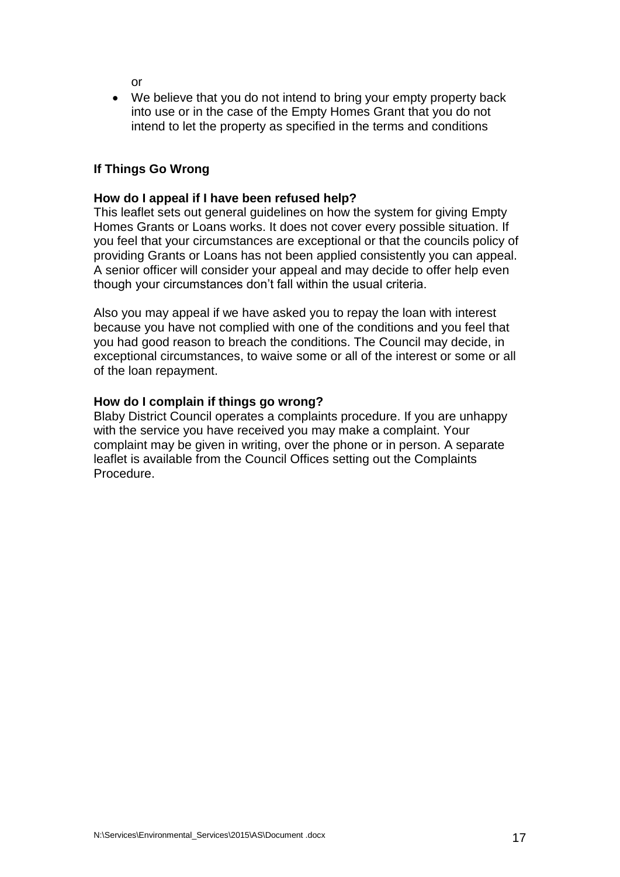or

- We believe that you do not intend to bring your empty property back into use or in the case of the Empty Homes Grant that you do not intend to let the property as specified in the terms and conditions

## If Things Go Wrong

### How do I appeal if I have been refused help?

This leaflet sets out general guidelines on how the system for giving Empty Homes Grants or Loans works. It does not cover every possible situation. If you feel that your circumstances are exceptional or that the councils policy of providing Grants or Loans has not been applied consistently you can appeal. A senior officer will consider your appeal and may decide to offer help even though your circumstances don't fall within the usual criteria.

Also you may appeal if we have asked you to repay the loan with interest because you have not complied with one of the conditions and you feel that you had good reason to breach the conditions. The Council may decide, in exceptional circumstances, to waive some or all of the interest or some or all of the loan repayment.

### How do I complain if things go wrong?

Blaby District Council operates a complaints procedure. If you are unhappy with the service you have received you may make a complaint. Your complaint may be given in writing, over the phone or in person. A separate leaflet is available from the Council Offices setting out the Complaints Procedure.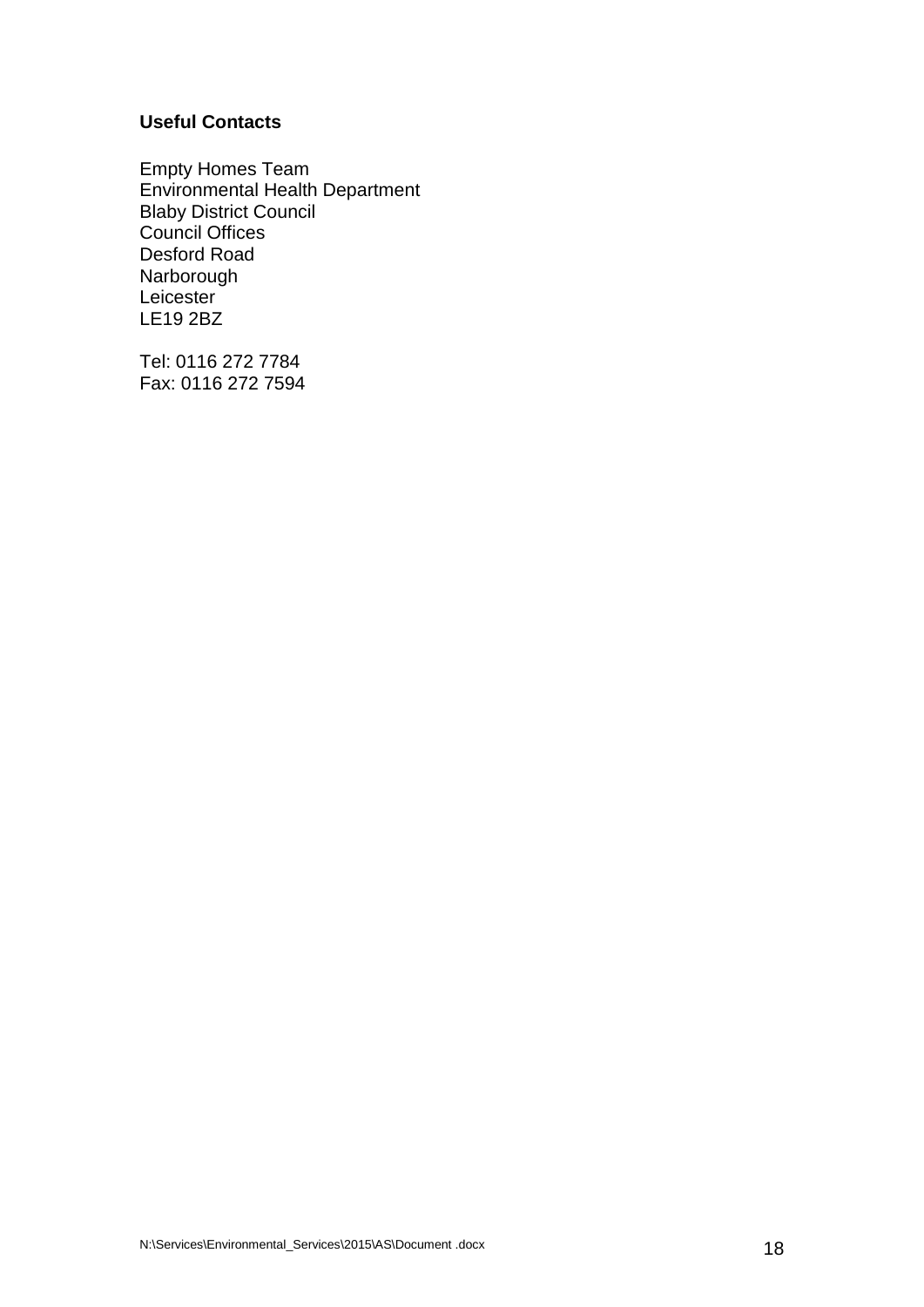**Useful Contacts**

Empty Homes Team  
Environmental Health Department  
Blaby District Council  
Council Offices  
Desford Road  
Narborough  
Leicester  
LE19 2BZ

Tel: 0116 272 7784  
Fax: 0116 272 7594